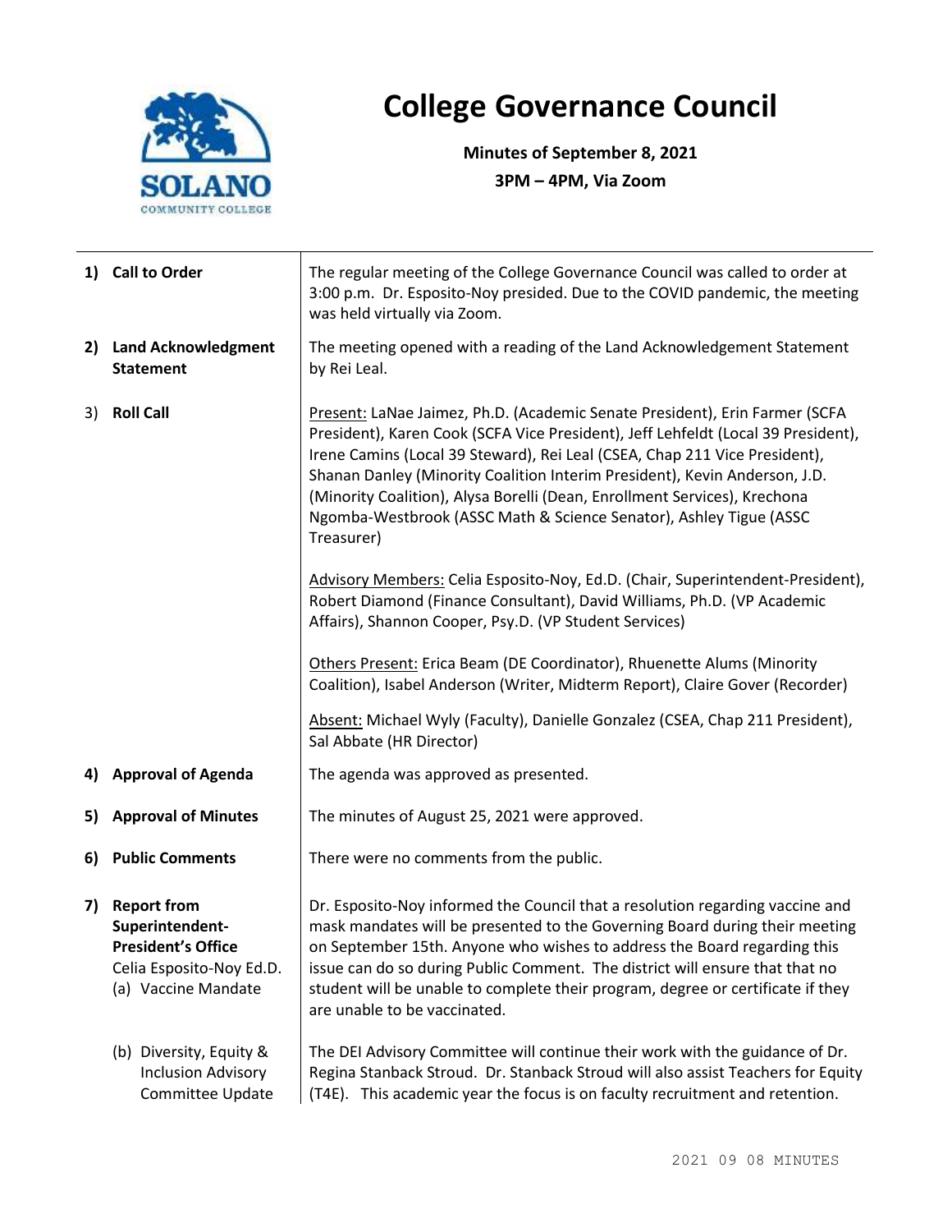# College Governance Council

**Minutes of September 8, 2021**
**3PM – 4PM, Via Zoom**

| | |
|---|---|
| **1) Call to Order** | The regular meeting of the College Governance Council was called to order at 3:00 p.m. Dr. Esposito-Noy presided. Due to the COVID pandemic, the meeting was held virtually via Zoom. |
| **2) Land Acknowledgment Statement** | The meeting opened with a reading of the Land Acknowledgement Statement by Rei Leal. |
| **3) Roll Call** | Present: LaNae Jaimez, Ph.D. (Academic Senate President), Erin Farmer (SCFA President), Karen Cook (SCFA Vice President), Jeff Lehfeldt (Local 39 President), Irene Camins (Local 39 Steward), Rei Leal (CSEA, Chap 211 Vice President), Shanan Danley (Minority Coalition Interim President), Kevin Anderson, J.D. (Minority Coalition), Alysa Borelli (Dean, Enrollment Services), Krechona Ngomba-Westbrook (ASSC Math & Science Senator), Ashley Tigue (ASSC Treasurer)<br><br>Advisory Members: Celia Esposito-Noy, Ed.D. (Chair, Superintendent-President), Robert Diamond (Finance Consultant), David Williams, Ph.D. (VP Academic Affairs), Shannon Cooper, Psy.D. (VP Student Services)<br><br>Others Present: Erica Beam (DE Coordinator), Rhuenette Alums (Minority Coalition), Isabel Anderson (Writer, Midterm Report), Claire Gover (Recorder)<br><br>Absent: Michael Wyly (Faculty), Danielle Gonzalez (CSEA, Chap 211 President), Sal Abbate (HR Director) |
| **4) Approval of Agenda** | The agenda was approved as presented. |
| **5) Approval of Minutes** | The minutes of August 25, 2021 were approved. |
| **6) Public Comments** | There were no comments from the public. |
| **7) Report from Superintendent-President's Office** Celia Esposito-Noy Ed.D. (a) Vaccine Mandate | Dr. Esposito-Noy informed the Council that a resolution regarding vaccine and mask mandates will be presented to the Governing Board during their meeting on September 15th. Anyone who wishes to address the Board regarding this issue can do so during Public Comment. The district will ensure that that no student will be unable to complete their program, degree or certificate if they are unable to be vaccinated. |
| (b) Diversity, Equity & Inclusion Advisory Committee Update | The DEI Advisory Committee will continue their work with the guidance of Dr. Regina Stanback Stroud. Dr. Stanback Stroud will also assist Teachers for Equity (T4E). This academic year the focus is on faculty recruitment and retention. |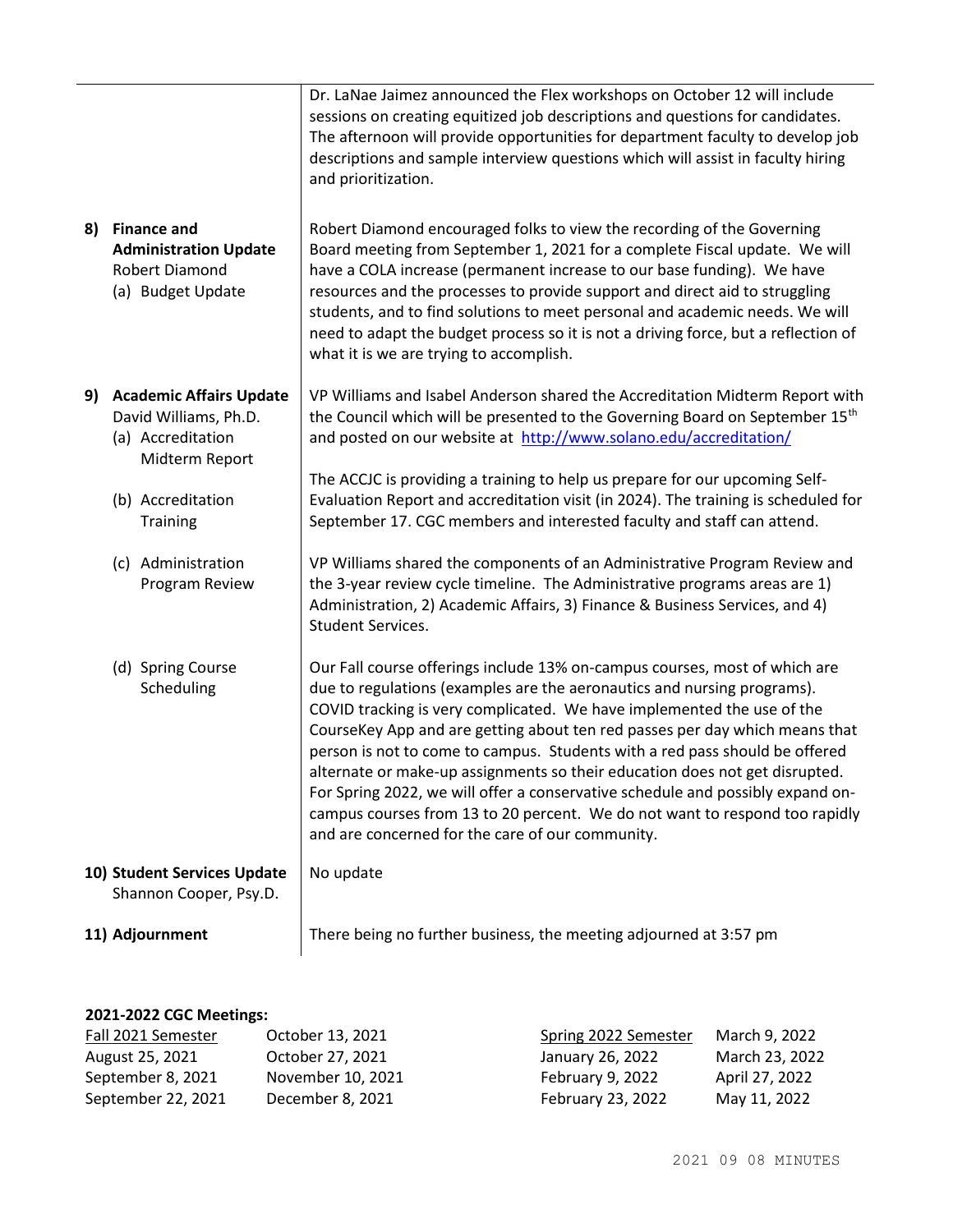| | |
|---|---|
| | Dr. LaNae Jaimez announced the Flex workshops on October 12 will include sessions on creating equitized job descriptions and questions for candidates. The afternoon will provide opportunities for department faculty to develop job descriptions and sample interview questions which will assist in faculty hiring and prioritization. |
| **8) Finance and Administration Update** Robert Diamond (a) Budget Update | Robert Diamond encouraged folks to view the recording of the Governing Board meeting from September 1, 2021 for a complete Fiscal update. We will have a COLA increase (permanent increase to our base funding). We have resources and the processes to provide support and direct aid to struggling students, and to find solutions to meet personal and academic needs. We will need to adapt the budget process so it is not a driving force, but a reflection of what it is we are trying to accomplish. |
| **9) Academic Affairs Update** David Williams, Ph.D. (a) Accreditation Midterm Report | VP Williams and Isabel Anderson shared the Accreditation Midterm Report with the Council which will be presented to the Governing Board on September 15th and posted on our website at http://www.solano.edu/accreditation/ |
| (b) Accreditation Training | The ACCJC is providing a training to help us prepare for our upcoming Self-Evaluation Report and accreditation visit (in 2024). The training is scheduled for September 17. CGC members and interested faculty and staff can attend. |
| (c) Administration Program Review | VP Williams shared the components of an Administrative Program Review and the 3-year review cycle timeline. The Administrative programs areas are 1) Administration, 2) Academic Affairs, 3) Finance & Business Services, and 4) Student Services. |
| (d) Spring Course Scheduling | Our Fall course offerings include 13% on-campus courses, most of which are due to regulations (examples are the aeronautics and nursing programs). COVID tracking is very complicated. We have implemented the use of the CourseKey App and are getting about ten red passes per day which means that person is not to come to campus. Students with a red pass should be offered alternate or make-up assignments so their education does not get disrupted. For Spring 2022, we will offer a conservative schedule and possibly expand on-campus courses from 13 to 20 percent. We do not want to respond too rapidly and are concerned for the care of our community. |
| **10) Student Services Update** Shannon Cooper, Psy.D. | No update |
| **11) Adjournment** | There being no further business, the meeting adjourned at 3:57 pm |

**2021-2022 CGC Meetings:**

| Fall 2021 Semester | | Spring 2022 Semester | |
|---|---|---|---|
| August 25, 2021 | October 13, 2021 | January 26, 2022 | March 9, 2022 |
| September 8, 2021 | October 27, 2021 | February 9, 2022 | March 23, 2022 |
| September 22, 2021 | November 10, 2021 | February 23, 2022 | April 27, 2022 |
| | December 8, 2021 | | May 11, 2022 |